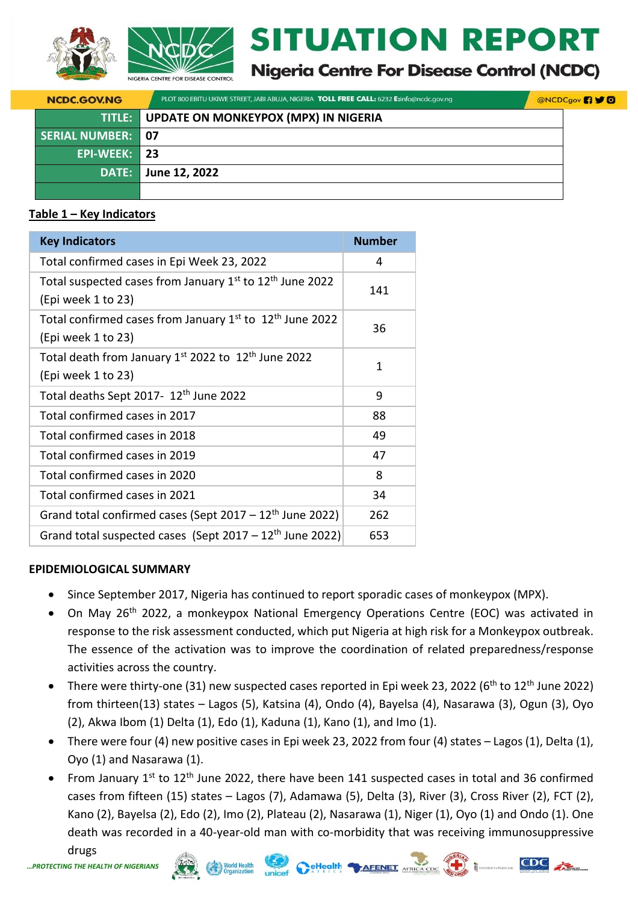# SITUATION REPORT

## Nigeria Centre For Disease Control (NCDC)

NCDC.GOV.NG — PLOT 800 EBITU UKIWE STREET, JABI ABUJA, NIGERIA **TOLL FREE CALL:** 6232 **E:**info@ncdc.gov.ng — @NCDCgov

| | |
|---|---|
| **TITLE:** | **UPDATE ON MONKEYPOX (MPX) IN NIGERIA** |
| **SERIAL NUMBER:** | **07** |
| **EPI-WEEK:** | **23** |
| **DATE:** | **June 12, 2022** |
| | |

**Table 1 – Key Indicators**

| Key Indicators | Number |
|---|---|
| Total confirmed cases in Epi Week 23, 2022 | 4 |
| Total suspected cases from January 1st to 12th June 2022 (Epi week 1 to 23) | 141 |
| Total confirmed cases from January 1st to 12th June 2022 (Epi week 1 to 23) | 36 |
| Total death from January 1st 2022 to 12th June 2022 (Epi week 1 to 23) | 1 |
| Total deaths Sept 2017- 12th June 2022 | 9 |
| Total confirmed cases in 2017 | 88 |
| Total confirmed cases in 2018 | 49 |
| Total confirmed cases in 2019 | 47 |
| Total confirmed cases in 2020 | 8 |
| Total confirmed cases in 2021 | 34 |
| Grand total confirmed cases (Sept 2017 – 12th June 2022) | 262 |
| Grand total suspected cases (Sept 2017 – 12th June 2022) | 653 |

**EPIDEMIOLOGICAL SUMMARY**

- Since September 2017, Nigeria has continued to report sporadic cases of monkeypox (MPX).
- On May 26th 2022, a monkeypox National Emergency Operations Centre (EOC) was activated in response to the risk assessment conducted, which put Nigeria at high risk for a Monkeypox outbreak. The essence of the activation was to improve the coordination of related preparedness/response activities across the country.
- There were thirty-one (31) new suspected cases reported in Epi week 23, 2022 (6th to 12th June 2022) from thirteen(13) states – Lagos (5), Katsina (4), Ondo (4), Bayelsa (4), Nasarawa (3), Ogun (3), Oyo (2), Akwa Ibom (1) Delta (1), Edo (1), Kaduna (1), Kano (1), and Imo (1).
- There were four (4) new positive cases in Epi week 23, 2022 from four (4) states – Lagos (1), Delta (1), Oyo (1) and Nasarawa (1).
- From January 1st to 12th June 2022, there have been 141 suspected cases in total and 36 confirmed cases from fifteen (15) states – Lagos (7), Adamawa (5), Delta (3), River (3), Cross River (2), FCT (2), Kano (2), Bayelsa (2), Edo (2), Imo (2), Plateau (2), Nasarawa (1), Niger (1), Oyo (1) and Ondo (1). One death was recorded in a 40-year-old man with co-morbidity that was receiving immunosuppressive drugs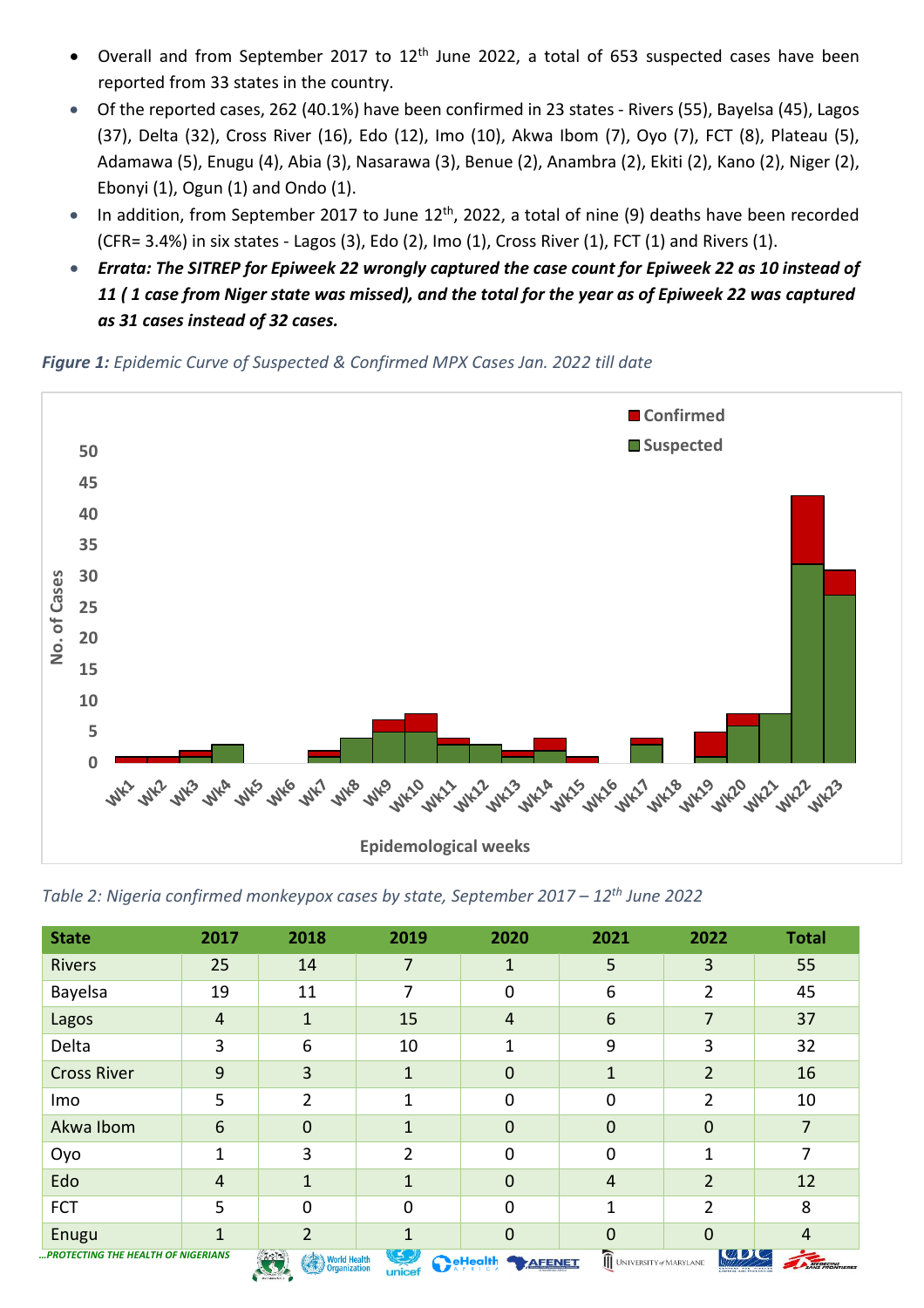- Overall and from September 2017 to 12th June 2022, a total of 653 suspected cases have been reported from 33 states in the country.
- Of the reported cases, 262 (40.1%) have been confirmed in 23 states - Rivers (55), Bayelsa (45), Lagos (37), Delta (32), Cross River (16), Edo (12), Imo (10), Akwa Ibom (7), Oyo (7), FCT (8), Plateau (5), Adamawa (5), Enugu (4), Abia (3), Nasarawa (3), Benue (2), Anambra (2), Ekiti (2), Kano (2), Niger (2), Ebonyi (1), Ogun (1) and Ondo (1).
- In addition, from September 2017 to June 12th, 2022, a total of nine (9) deaths have been recorded (CFR= 3.4%) in six states - Lagos (3), Edo (2), Imo (1), Cross River (1), FCT (1) and Rivers (1).
- ***Errata: The SITREP for Epiweek 22 wrongly captured the case count for Epiweek 22 as 10 instead of 11 ( 1 case from Niger state was missed), and the total for the year as of Epiweek 22 was captured as 31 cases instead of 32 cases.***

***Figure 1:*** *Epidemic Curve of Suspected & Confirmed MPX Cases Jan. 2022 till date*

*Table 2: Nigeria confirmed monkeypox cases by state, September 2017 – 12th June 2022*

| State | 2017 | 2018 | 2019 | 2020 | 2021 | 2022 | Total |
|---|---|---|---|---|---|---|---|
| Rivers | 25 | 14 | 7 | 1 | 5 | 3 | 55 |
| Bayelsa | 19 | 11 | 7 | 0 | 6 | 2 | 45 |
| Lagos | 4 | 1 | 15 | 4 | 6 | 7 | 37 |
| Delta | 3 | 6 | 10 | 1 | 9 | 3 | 32 |
| Cross River | 9 | 3 | 1 | 0 | 1 | 2 | 16 |
| Imo | 5 | 2 | 1 | 0 | 0 | 2 | 10 |
| Akwa Ibom | 6 | 0 | 1 | 0 | 0 | 0 | 7 |
| Oyo | 1 | 3 | 2 | 0 | 0 | 1 | 7 |
| Edo | 4 | 1 | 1 | 0 | 4 | 2 | 12 |
| FCT | 5 | 0 | 0 | 0 | 1 | 2 | 8 |
| Enugu | 1 | 2 | 1 | 0 | 0 | 0 | 4 |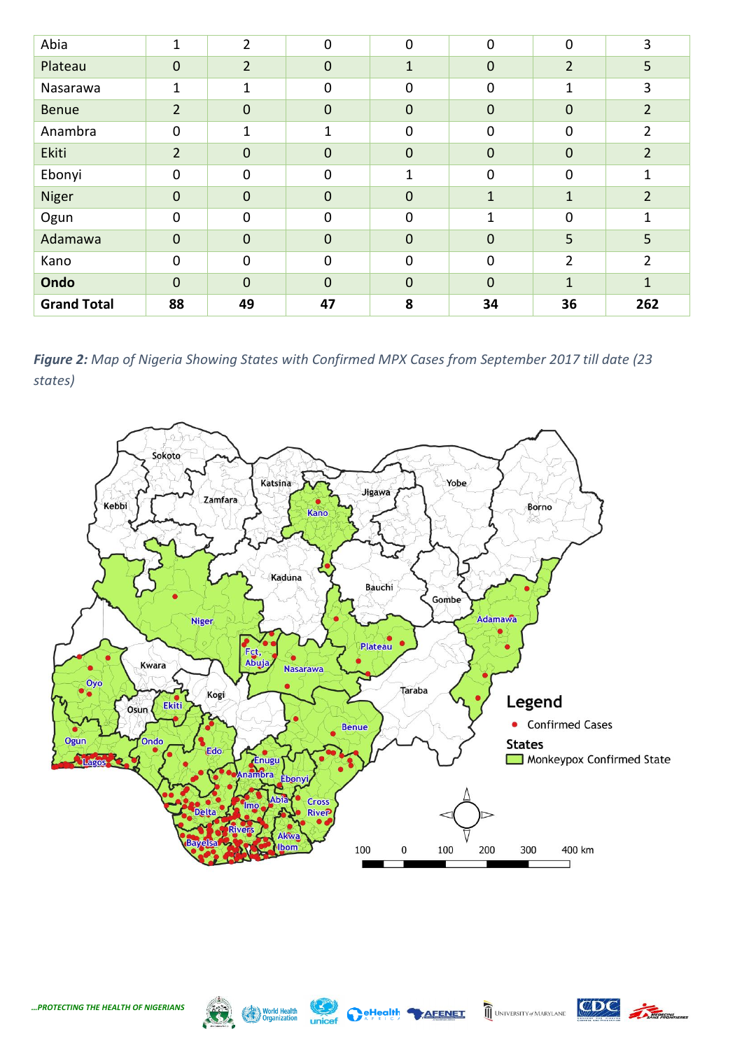| Abia | 1 | 2 | 0 | 0 | 0 | 0 | 3 |
|---|---|---|---|---|---|---|---|
| Plateau | 0 | 2 | 0 | 1 | 0 | 2 | 5 |
| Nasarawa | 1 | 1 | 0 | 0 | 0 | 1 | 3 |
| Benue | 2 | 0 | 0 | 0 | 0 | 0 | 2 |
| Anambra | 0 | 1 | 1 | 0 | 0 | 0 | 2 |
| Ekiti | 2 | 0 | 0 | 0 | 0 | 0 | 2 |
| Ebonyi | 0 | 0 | 0 | 1 | 0 | 0 | 1 |
| Niger | 0 | 0 | 0 | 0 | 1 | 1 | 2 |
| Ogun | 0 | 0 | 0 | 0 | 1 | 0 | 1 |
| Adamawa | 0 | 0 | 0 | 0 | 0 | 5 | 5 |
| Kano | 0 | 0 | 0 | 0 | 0 | 2 | 2 |
| **Ondo** | 0 | 0 | 0 | 0 | 0 | 1 | 1 |
| **Grand Total** | **88** | **49** | **47** | **8** | **34** | **36** | **262** |

***Figure 2:*** *Map of Nigeria Showing States with Confirmed MPX Cases from September 2017 till date (23 states)*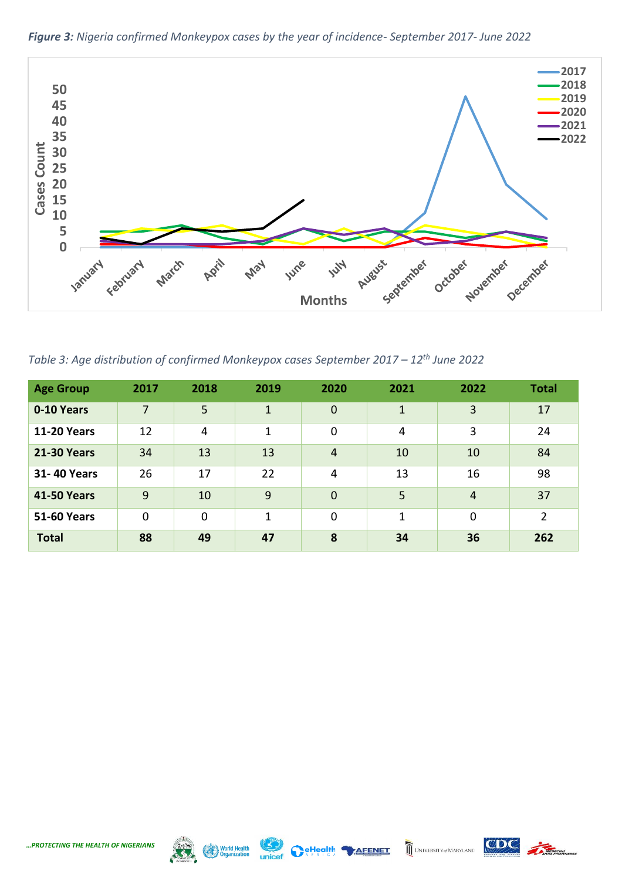***Figure 3:*** *Nigeria confirmed Monkeypox cases by the year of incidence- September 2017- June 2022*

*Table 3: Age distribution of confirmed Monkeypox cases September 2017 – 12th June 2022*

| Age Group | 2017 | 2018 | 2019 | 2020 | 2021 | 2022 | Total |
|---|---|---|---|---|---|---|---|
| **0-10 Years** | 7 | 5 | 1 | 0 | 1 | 3 | 17 |
| **11-20 Years** | 12 | 4 | 1 | 0 | 4 | 3 | 24 |
| **21-30 Years** | 34 | 13 | 13 | 4 | 10 | 10 | 84 |
| **31- 40 Years** | 26 | 17 | 22 | 4 | 13 | 16 | 98 |
| **41-50 Years** | 9 | 10 | 9 | 0 | 5 | 4 | 37 |
| **51-60 Years** | 0 | 0 | 1 | 0 | 1 | 0 | 2 |
| **Total** | **88** | **49** | **47** | **8** | **34** | **36** | **262** |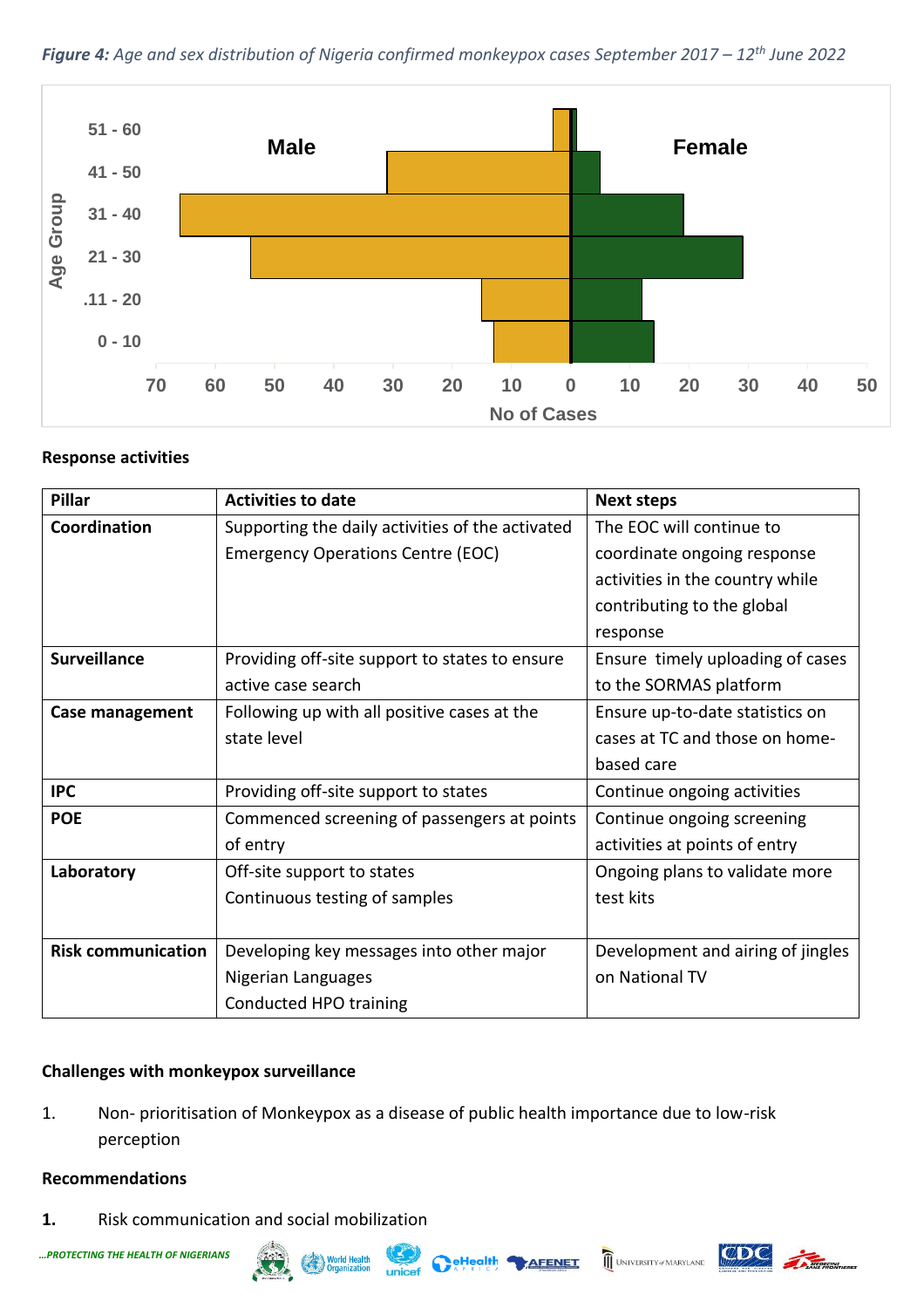***Figure 4:*** *Age and sex distribution of Nigeria confirmed monkeypox cases September 2017 – 12th June 2022*

**Response activities**

| Pillar | Activities to date | Next steps |
|---|---|---|
| **Coordination** | Supporting the daily activities of the activated Emergency Operations Centre (EOC) | The EOC will continue to coordinate ongoing response activities in the country while contributing to the global response |
| **Surveillance** | Providing off-site support to states to ensure active case search | Ensure timely uploading of cases to the SORMAS platform |
| **Case management** | Following up with all positive cases at the state level | Ensure up-to-date statistics on cases at TC and those on home-based care |
| **IPC** | Providing off-site support to states | Continue ongoing activities |
| **POE** | Commenced screening of passengers at points of entry | Continue ongoing screening activities at points of entry |
| **Laboratory** | Off-site support to states<br>Continuous testing of samples | Ongoing plans to validate more test kits |
| **Risk communication** | Developing key messages into other major Nigerian Languages<br>Conducted HPO training | Development and airing of jingles on National TV |

**Challenges with monkeypox surveillance**

1. Non- prioritisation of Monkeypox as a disease of public health importance due to low-risk perception

**Recommendations**

**1.** Risk communication and social mobilization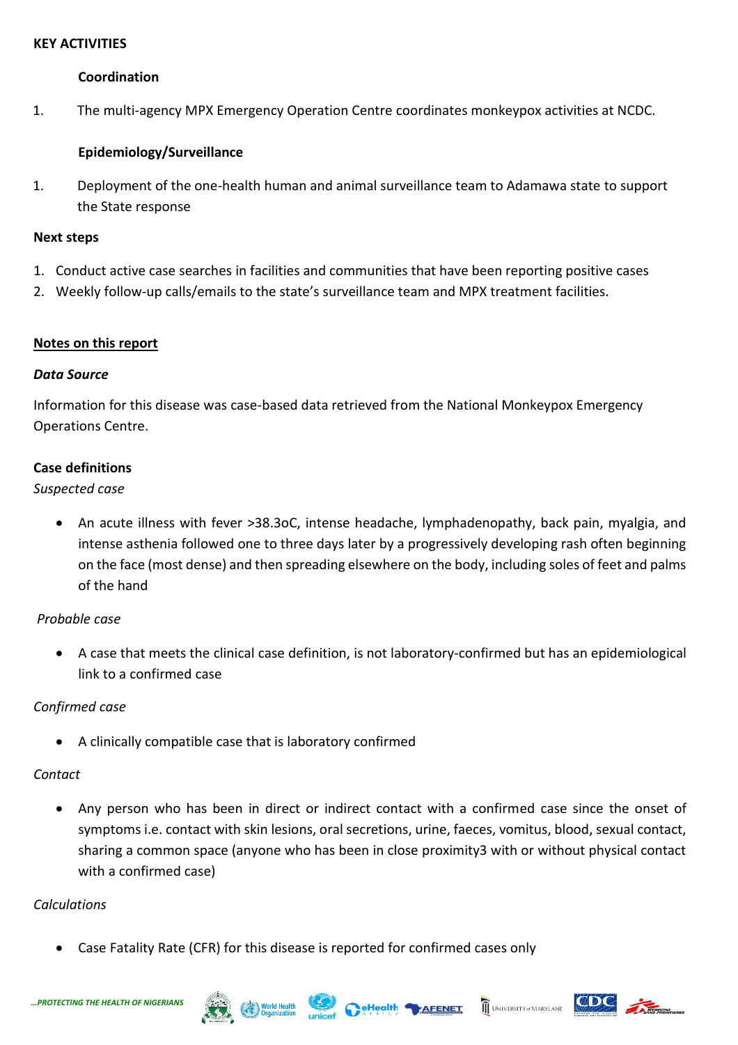**KEY ACTIVITIES**

**Coordination**

1. The multi-agency MPX Emergency Operation Centre coordinates monkeypox activities at NCDC.

**Epidemiology/Surveillance**

1. Deployment of the one-health human and animal surveillance team to Adamawa state to support the State response

**Next steps**

1. Conduct active case searches in facilities and communities that have been reporting positive cases
2. Weekly follow-up calls/emails to the state's surveillance team and MPX treatment facilities.

**Notes on this report**

***Data Source***

Information for this disease was case-based data retrieved from the National Monkeypox Emergency Operations Centre.

**Case definitions**

*Suspected case*

- An acute illness with fever >38.3oC, intense headache, lymphadenopathy, back pain, myalgia, and intense asthenia followed one to three days later by a progressively developing rash often beginning on the face (most dense) and then spreading elsewhere on the body, including soles of feet and palms of the hand

*Probable case*

- A case that meets the clinical case definition, is not laboratory-confirmed but has an epidemiological link to a confirmed case

*Confirmed case*

- A clinically compatible case that is laboratory confirmed

*Contact*

- Any person who has been in direct or indirect contact with a confirmed case since the onset of symptoms i.e. contact with skin lesions, oral secretions, urine, faeces, vomitus, blood, sexual contact, sharing a common space (anyone who has been in close proximity3 with or without physical contact with a confirmed case)

*Calculations*

- Case Fatality Rate (CFR) for this disease is reported for confirmed cases only